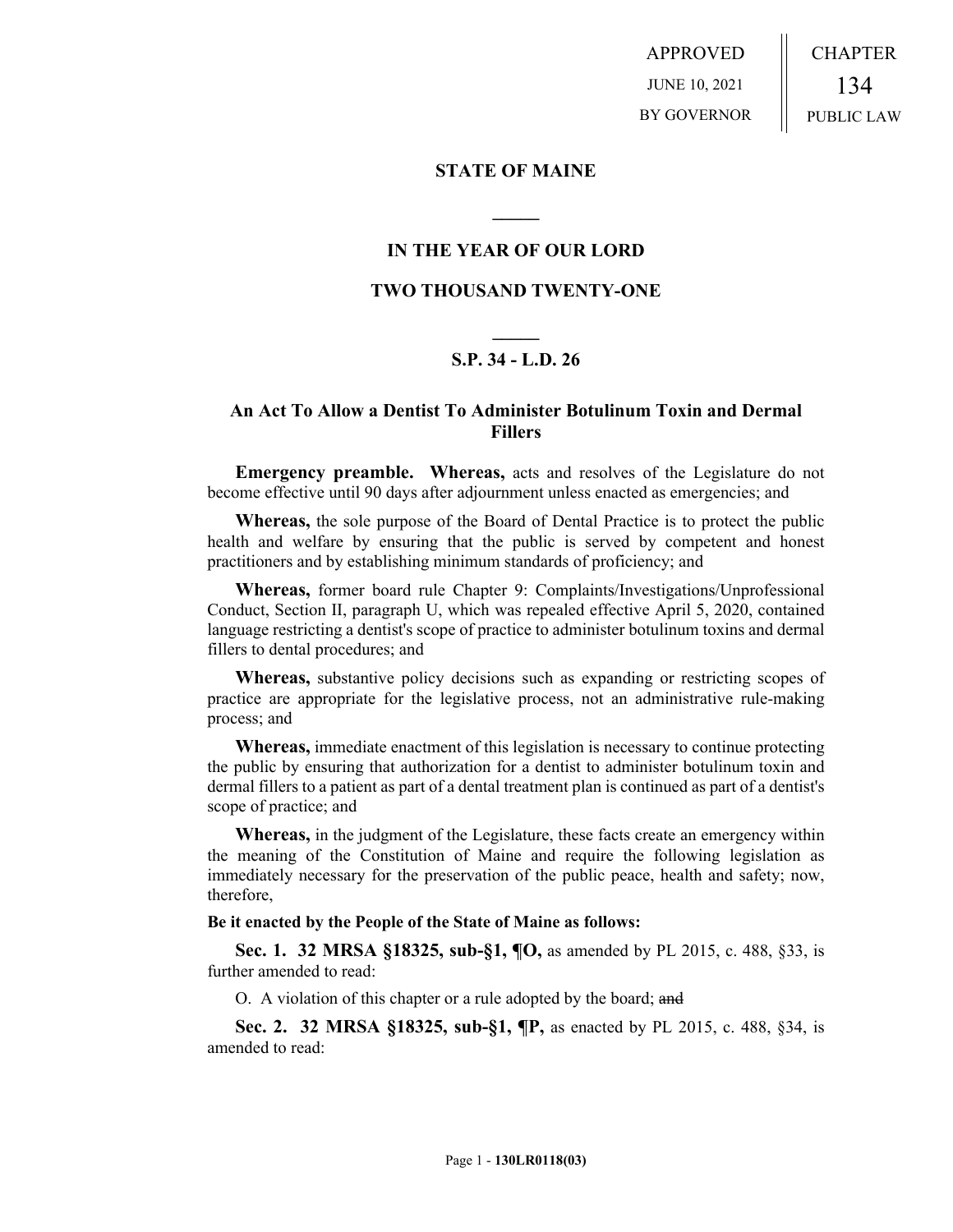APPROVED
JUNE 10, 2021
BY GOVERNOR

CHAPTER
134
PUBLIC LAW

**STATE OF MAINE**

**IN THE YEAR OF OUR LORD**

**TWO THOUSAND TWENTY-ONE**

**S.P. 34 - L.D. 26**

**An Act To Allow a Dentist To Administer Botulinum Toxin and Dermal Fillers**

**Emergency preamble. Whereas,** acts and resolves of the Legislature do not become effective until 90 days after adjournment unless enacted as emergencies; and

**Whereas,** the sole purpose of the Board of Dental Practice is to protect the public health and welfare by ensuring that the public is served by competent and honest practitioners and by establishing minimum standards of proficiency; and

**Whereas,** former board rule Chapter 9: Complaints/Investigations/Unprofessional Conduct, Section II, paragraph U, which was repealed effective April 5, 2020, contained language restricting a dentist's scope of practice to administer botulinum toxins and dermal fillers to dental procedures; and

**Whereas,** substantive policy decisions such as expanding or restricting scopes of practice are appropriate for the legislative process, not an administrative rule-making process; and

**Whereas,** immediate enactment of this legislation is necessary to continue protecting the public by ensuring that authorization for a dentist to administer botulinum toxin and dermal fillers to a patient as part of a dental treatment plan is continued as part of a dentist's scope of practice; and

**Whereas,** in the judgment of the Legislature, these facts create an emergency within the meaning of the Constitution of Maine and require the following legislation as immediately necessary for the preservation of the public peace, health and safety; now, therefore,

**Be it enacted by the People of the State of Maine as follows:**

**Sec. 1. 32 MRSA §18325, sub-§1, ¶O,** as amended by PL 2015, c. 488, §33, is further amended to read:

O. A violation of this chapter or a rule adopted by the board; ~~and~~

**Sec. 2. 32 MRSA §18325, sub-§1, ¶P,** as enacted by PL 2015, c. 488, §34, is amended to read: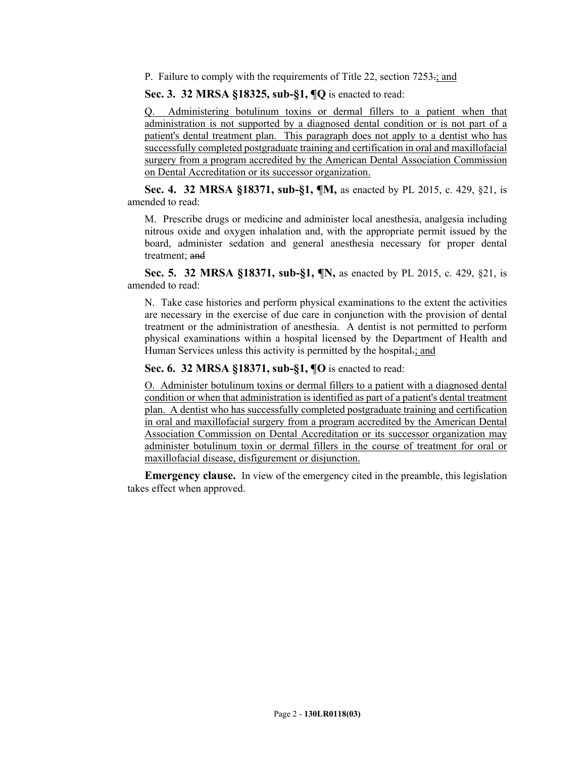P. Failure to comply with the requirements of Title 22, section 7253.; and

**Sec. 3. 32 MRSA §18325, sub-§1, ¶Q** is enacted to read:

Q. Administering botulinum toxins or dermal fillers to a patient when that administration is not supported by a diagnosed dental condition or is not part of a patient's dental treatment plan. This paragraph does not apply to a dentist who has successfully completed postgraduate training and certification in oral and maxillofacial surgery from a program accredited by the American Dental Association Commission on Dental Accreditation or its successor organization.

**Sec. 4. 32 MRSA §18371, sub-§1, ¶M,** as enacted by PL 2015, c. 429, §21, is amended to read:

M. Prescribe drugs or medicine and administer local anesthesia, analgesia including nitrous oxide and oxygen inhalation and, with the appropriate permit issued by the board, administer sedation and general anesthesia necessary for proper dental treatment; and

**Sec. 5. 32 MRSA §18371, sub-§1, ¶N,** as enacted by PL 2015, c. 429, §21, is amended to read:

N. Take case histories and perform physical examinations to the extent the activities are necessary in the exercise of due care in conjunction with the provision of dental treatment or the administration of anesthesia. A dentist is not permitted to perform physical examinations within a hospital licensed by the Department of Health and Human Services unless this activity is permitted by the hospital.; and

**Sec. 6. 32 MRSA §18371, sub-§1, ¶O** is enacted to read:

O. Administer botulinum toxins or dermal fillers to a patient with a diagnosed dental condition or when that administration is identified as part of a patient's dental treatment plan. A dentist who has successfully completed postgraduate training and certification in oral and maxillofacial surgery from a program accredited by the American Dental Association Commission on Dental Accreditation or its successor organization may administer botulinum toxin or dermal fillers in the course of treatment for oral or maxillofacial disease, disfigurement or disjunction.

**Emergency clause.** In view of the emergency cited in the preamble, this legislation takes effect when approved.